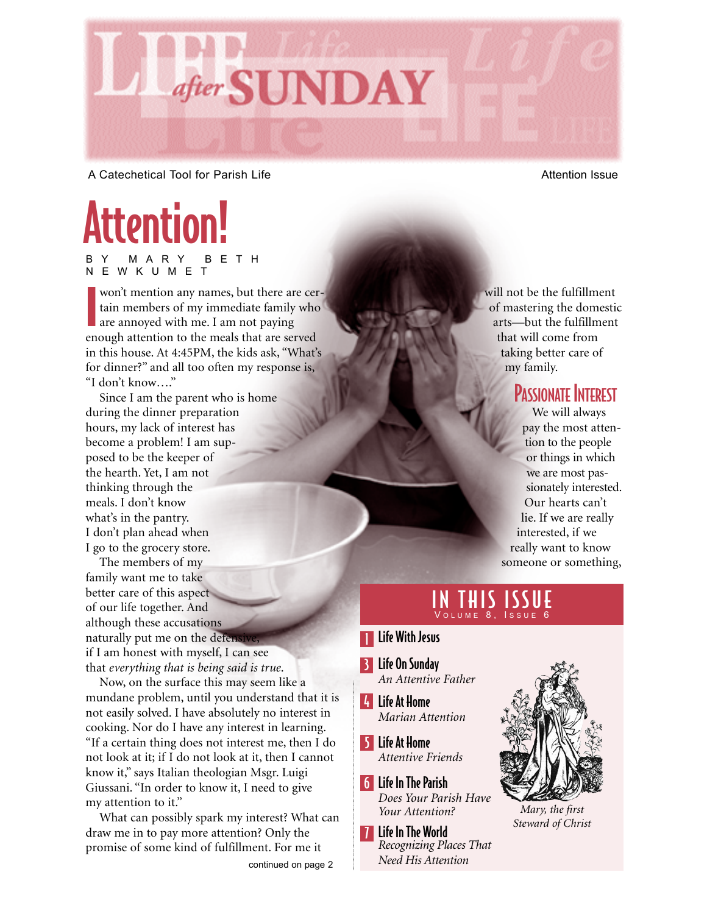# LIFE *after* SUNDAY

A Catechetical Tool for Parish Life

Attention Issue

# Attention!

BY MARY BETH NEWKUMET

I won't mention any names, but there are certain members of my immediate family who are annoyed with me. I am not paying enough attention to the meals that are served in this house. At 4:45PM, the kids ask, "What's for dinner?" and all too often my response is, "I don't know…."

Since I am the parent who is home during the dinner preparation hours, my lack of interest has become a problem! I am supposed to be the keeper of the hearth. Yet, I am not thinking through the meals. I don't know what's in the pantry. I don't plan ahead when I go to the grocery store.

The members of my family want me to take better care of this aspect of our life together. And although these accusations naturally put me on the defensive, if I am honest with myself, I can see that *everything that is being said is true.*

Now, on the surface this may seem like a mundane problem, until you understand that it is not easily solved. I have absolutely no interest in cooking. Nor do I have any interest in learning. "If a certain thing does not interest me, then I do not look at it; if I do not look at it, then I cannot know it," says Italian theologian Msgr. Luigi Giussani. "In order to know it, I need to give my attention to it."

What can possibly spark my interest? What can draw me in to pay more attention? Only the promise of some kind of fulfillment. For me it will not be the fulfillment of mastering the domestic arts—but the fulfillment that will come from taking better care of my family.

## Passionate Interest

We will always pay the most attention to the people or things in which we are most passionately interested. Our hearts can't lie. If we are really interested, if we really want to know someone or something,

continued on page 2

## IN THIS ISSUE

VOLUME 8, ISSUE 6

- **1** Life With Jesus
- **3** Life On Sunday — *An Attentive Father*
- **4** Life At Home — *Marian Attention*
- **5** Life At Home — *Attentive Friends*
- **6** Life In The Parish — *Does Your Parish Have Your Attention?*
- **7** Life In The World — *Recognizing Places That Need His Attention*

*Mary, the first Steward of Christ*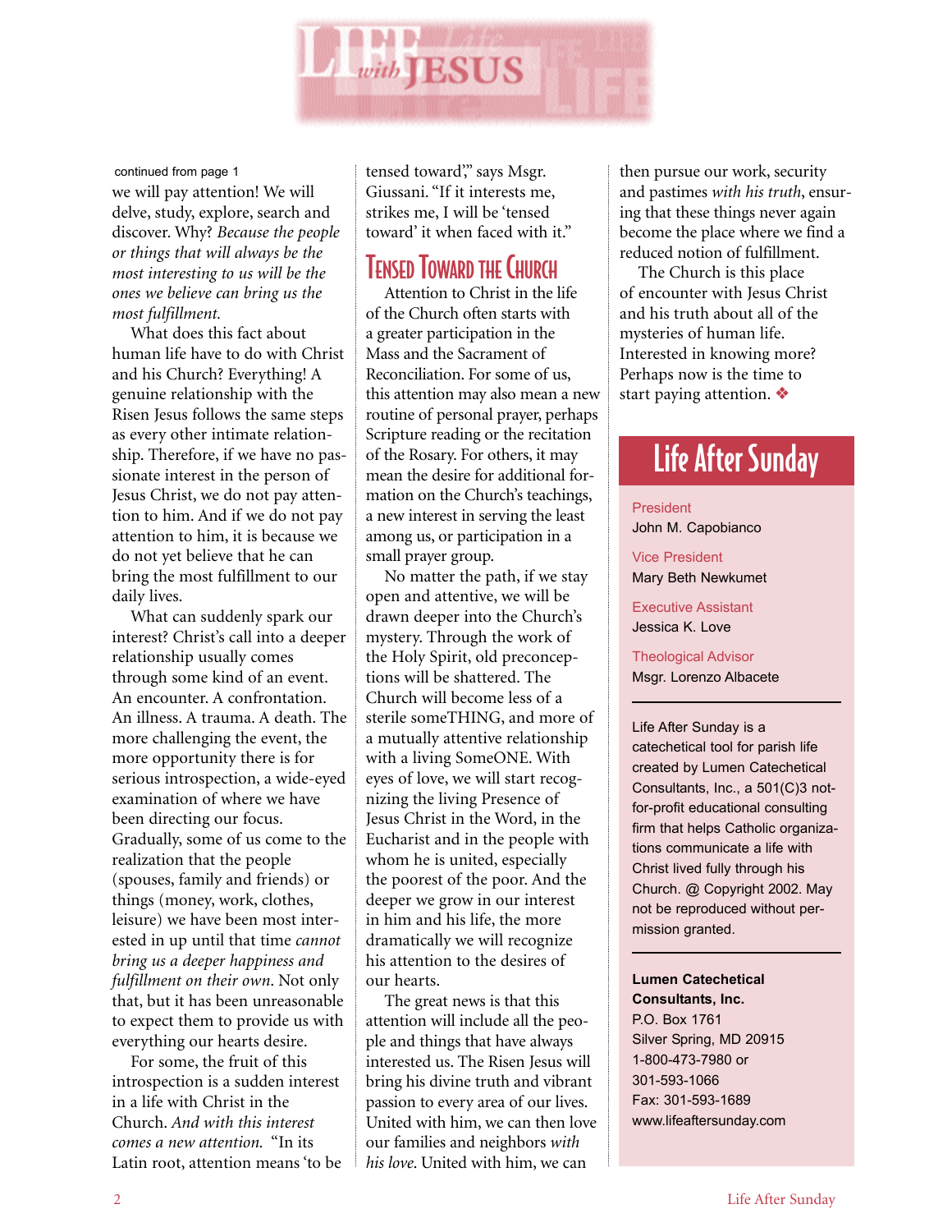continued from page 1

we will pay attention! We will delve, study, explore, search and discover. Why? *Because the people or things that will always be the most interesting to us will be the ones we believe can bring us the most fulfillment.*

What does this fact about human life have to do with Christ and his Church? Everything! A genuine relationship with the Risen Jesus follows the same steps as every other intimate relationship. Therefore, if we have no passionate interest in the person of Jesus Christ, we do not pay attention to him. And if we do not pay attention to him, it is because we do not yet believe that he can bring the most fulfillment to our daily lives.

What can suddenly spark our interest? Christ's call into a deeper relationship usually comes through some kind of an event. An encounter. A confrontation. An illness. A trauma. A death. The more challenging the event, the more opportunity there is for serious introspection, a wide-eyed examination of where we have been directing our focus. Gradually, some of us come to the realization that the people (spouses, family and friends) or things (money, work, clothes, leisure) we have been most interested in up until that time *cannot bring us a deeper happiness and fulfillment on their own*. Not only that, but it has been unreasonable to expect them to provide us with everything our hearts desire.

For some, the fruit of this introspection is a sudden interest in a life with Christ in the Church. *And with this interest comes a new attention.* "In its Latin root, attention means 'to be tensed toward'," says Msgr. Giussani. "If it interests me, strikes me, I will be 'tensed toward' it when faced with it."

## Tensed Toward the Church

Attention to Christ in the life of the Church often starts with a greater participation in the Mass and the Sacrament of Reconciliation. For some of us, this attention may also mean a new routine of personal prayer, perhaps Scripture reading or the recitation of the Rosary. For others, it may mean the desire for additional formation on the Church's teachings, a new interest in serving the least among us, or participation in a small prayer group.

No matter the path, if we stay open and attentive, we will be drawn deeper into the Church's mystery. Through the work of the Holy Spirit, old preconceptions will be shattered. The Church will become less of a sterile someTHING, and more of a mutually attentive relationship with a living SomeONE. With eyes of love, we will start recognizing the living Presence of Jesus Christ in the Word, in the Eucharist and in the people with whom he is united, especially the poorest of the poor. And the deeper we grow in our interest in him and his life, the more dramatically we will recognize his attention to the desires of our hearts.

The great news is that this attention will include all the people and things that have always interested us. The Risen Jesus will bring his divine truth and vibrant passion to every area of our lives. United with him, we can then love our families and neighbors *with his love*. United with him, we can then pursue our work, security and pastimes *with his truth*, ensuring that these things never again become the place where we find a reduced notion of fulfillment.

The Church is this place of encounter with Jesus Christ and his truth about all of the mysteries of human life. Interested in knowing more? Perhaps now is the time to start paying attention. ❖

## Life After Sunday

President
John M. Capobianco

Vice President
Mary Beth Newkumet

Executive Assistant
Jessica K. Love

Theological Advisor
Msgr. Lorenzo Albacete

Life After Sunday is a catechetical tool for parish life created by Lumen Catechetical Consultants, Inc., a 501(C)3 not-for-profit educational consulting firm that helps Catholic organizations communicate a life with Christ lived fully through his Church. @ Copyright 2002. May not be reproduced without permission granted.

**Lumen Catechetical Consultants, Inc.**
P.O. Box 1761
Silver Spring, MD 20915
1-800-473-7980 or
301-593-1066
Fax: 301-593-1689
www.lifeaftersunday.com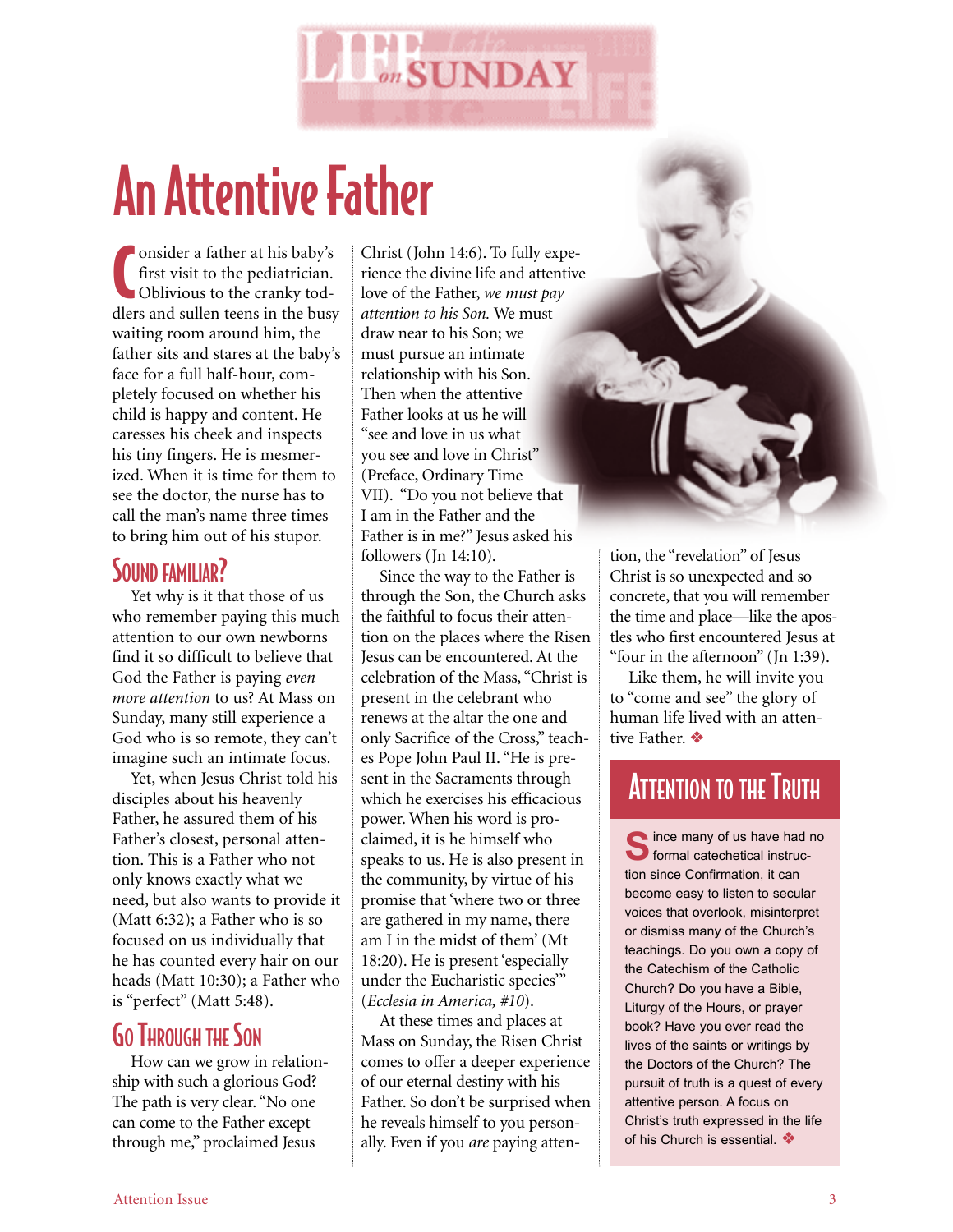# An Attentive Father

Consider a father at his baby's first visit to the pediatrician. Oblivious to the cranky toddlers and sullen teens in the busy waiting room around him, the father sits and stares at the baby's face for a full half-hour, completely focused on whether his child is happy and content. He caresses his cheek and inspects his tiny fingers. He is mesmerized. When it is time for them to see the doctor, the nurse has to call the man's name three times to bring him out of his stupor.

## Sound Familiar?

Yet why is it that those of us who remember paying this much attention to our own newborns find it so difficult to believe that God the Father is paying *even more attention* to us? At Mass on Sunday, many still experience a God who is so remote, they can't imagine such an intimate focus.

Yet, when Jesus Christ told his disciples about his heavenly Father, he assured them of his Father's closest, personal attention. This is a Father who not only knows exactly what we need, but also wants to provide it (Matt 6:32); a Father who is so focused on us individually that he has counted every hair on our heads (Matt 10:30); a Father who is "perfect" (Matt 5:48).

## Go Through the Son

How can we grow in relationship with such a glorious God? The path is very clear. "No one can come to the Father except through me," proclaimed Jesus Christ (John 14:6). To fully experience the divine life and attentive love of the Father, *we must pay attention to his Son.* We must draw near to his Son; we must pursue an intimate relationship with his Son. Then when the attentive Father looks at us he will "see and love in us what you see and love in Christ" (Preface, Ordinary Time VII). "Do you not believe that I am in the Father and the Father is in me?" Jesus asked his followers (Jn 14:10).

Since the way to the Father is through the Son, the Church asks the faithful to focus their attention on the places where the Risen Jesus can be encountered. At the celebration of the Mass, "Christ is present in the celebrant who renews at the altar the one and only Sacrifice of the Cross," teaches Pope John Paul II. "He is present in the Sacraments through which he exercises his efficacious power. When his word is proclaimed, it is he himself who speaks to us. He is also present in the community, by virtue of his promise that 'where two or three are gathered in my name, there am I in the midst of them' (Mt 18:20). He is present 'especially under the Eucharistic species'" (*Ecclesia in America, #10*).

At these times and places at Mass on Sunday, the Risen Christ comes to offer a deeper experience of our eternal destiny with his Father. So don't be surprised when he reveals himself to you personally. Even if you *are* paying attention, the "revelation" of Jesus Christ is so unexpected and so concrete, that you will remember the time and place—like the apostles who first encountered Jesus at "four in the afternoon" (Jn 1:39).

Like them, he will invite you to "come and see" the glory of human life lived with an attentive Father. ❖

## Attention to the Truth

Since many of us have had no formal catechetical instruction since Confirmation, it can become easy to listen to secular voices that overlook, misinterpret or dismiss many of the Church's teachings. Do you own a copy of the Catechism of the Catholic Church? Do you have a Bible, Liturgy of the Hours, or prayer book? Have you ever read the lives of the saints or writings by the Doctors of the Church? The pursuit of truth is a quest of every attentive person. A focus on Christ's truth expressed in the life of his Church is essential. ❖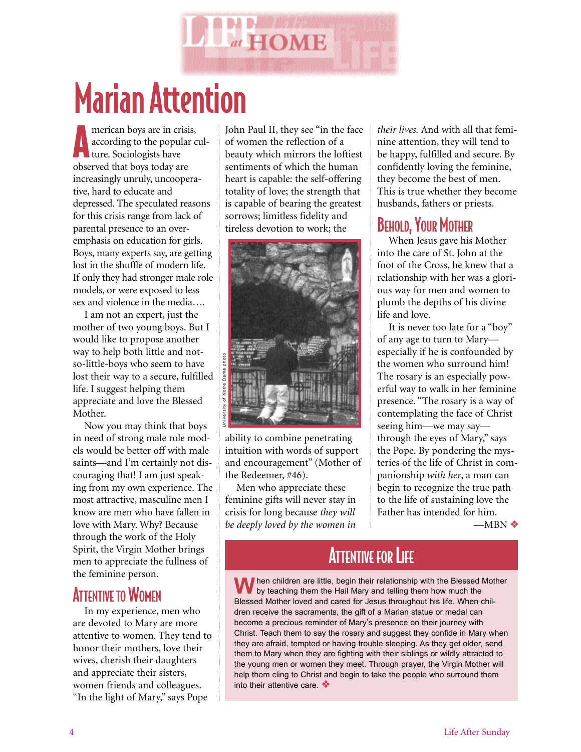# Marian Attention

American boys are in crisis, according to the popular culture. Sociologists have observed that boys today are increasingly unruly, uncooperative, hard to educate and depressed. The speculated reasons for this crisis range from lack of parental presence to an over-emphasis on education for girls. Boys, many experts say, are getting lost in the shuffle of modern life. If only they had stronger male role models, or were exposed to less sex and violence in the media….

I am not an expert, just the mother of two young boys. But I would like to propose another way to help both little and not-so-little-boys who seem to have lost their way to a secure, fulfilled life. I suggest helping them appreciate and love the Blessed Mother.

Now you may think that boys in need of strong male role models would be better off with male saints—and I'm certainly not discouraging that! I am just speaking from my own experience. The most attractive, masculine men I know are men who have fallen in love with Mary. Why? Because through the work of the Holy Spirit, the Virgin Mother brings men to appreciate the fullness of the feminine person.

## Attentive to Women

In my experience, men who are devoted to Mary are more attentive to women. They tend to honor their mothers, love their wives, cherish their daughters and appreciate their sisters, women friends and colleagues. "In the light of Mary," says Pope John Paul II, they see "in the face of women the reflection of a beauty which mirrors the loftiest sentiments of which the human heart is capable: the self-offering totality of love; the strength that is capable of bearing the greatest sorrows; limitless fidelity and tireless devotion to work; the ability to combine penetrating intuition with words of support and encouragement" (Mother of the Redeemer, #46).

University of Notre Dame photo

Men who appreciate these feminine gifts will never stay in crisis for long because *they will be deeply loved by the women in their lives.* And with all that feminine attention, they will tend to be happy, fulfilled and secure. By confidently loving the feminine, they become the best of men. This is true whether they become husbands, fathers or priests.

## Behold, Your Mother

When Jesus gave his Mother into the care of St. John at the foot of the Cross, he knew that a relationship with her was a glorious way for men and women to plumb the depths of his divine life and love.

It is never too late for a "boy" of any age to turn to Mary—especially if he is confounded by the women who surround him! The rosary is an especially powerful way to walk in her feminine presence. "The rosary is a way of contemplating the face of Christ seeing him—we may say—through the eyes of Mary," says the Pope. By pondering the mysteries of the life of Christ in companionship *with her*, a man can begin to recognize the true path to the life of sustaining love the Father has intended for him.

—MBN ❖

## Attentive for Life

When children are little, begin their relationship with the Blessed Mother by teaching them the Hail Mary and telling them how much the Blessed Mother loved and cared for Jesus throughout his life. When children receive the sacraments, the gift of a Marian statue or medal can become a precious reminder of Mary's presence on their journey with Christ. Teach them to say the rosary and suggest they confide in Mary when they are afraid, tempted or having trouble sleeping. As they get older, send them to Mary when they are fighting with their siblings or wildly attracted to the young men or women they meet. Through prayer, the Virgin Mother will help them cling to Christ and begin to take the people who surround them into their attentive care. ❖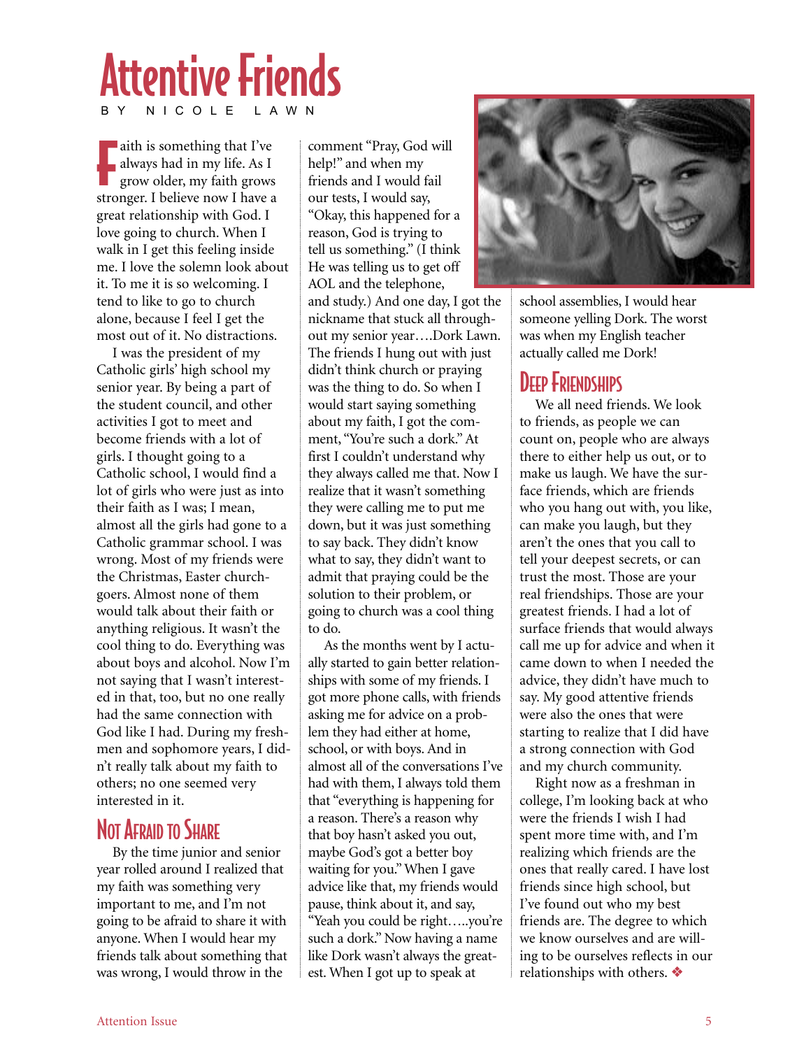# Attentive Friends

BY NICOLE LAWN

Faith is something that I've always had in my life. As I grow older, my faith grows stronger. I believe now I have a great relationship with God. I love going to church. When I walk in I get this feeling inside me. I love the solemn look about it. To me it is so welcoming. I tend to like to go to church alone, because I feel I get the most out of it. No distractions.

I was the president of my Catholic girls' high school my senior year. By being a part of the student council, and other activities I got to meet and become friends with a lot of girls. I thought going to a Catholic school, I would find a lot of girls who were just as into their faith as I was; I mean, almost all the girls had gone to a Catholic grammar school. I was wrong. Most of my friends were the Christmas, Easter church-goers. Almost none of them would talk about their faith or anything religious. It wasn't the cool thing to do. Everything was about boys and alcohol. Now I'm not saying that I wasn't interested in that, too, but no one really had the same connection with God like I had. During my freshmen and sophomore years, I didn't really talk about my faith to others; no one seemed very interested in it.

## Not Afraid to Share

By the time junior and senior year rolled around I realized that my faith was something very important to me, and I'm not going to be afraid to share it with anyone. When I would hear my friends talk about something that was wrong, I would throw in the comment "Pray, God will help!" and when my friends and I would fail our tests, I would say, "Okay, this happened for a reason, God is trying to tell us something." (I think He was telling us to get off AOL and the telephone, and study.) And one day, I got the nickname that stuck all throughout my senior year….Dork Lawn. The friends I hung out with just didn't think church or praying was the thing to do. So when I would start saying something about my faith, I got the comment, "You're such a dork." At first I couldn't understand why they always called me that. Now I realize that it wasn't something they were calling me to put me down, but it was just something to say back. They didn't know what to say, they didn't want to admit that praying could be the solution to their problem, or going to church was a cool thing to do.

As the months went by I actually started to gain better relationships with some of my friends. I got more phone calls, with friends asking me for advice on a problem they had either at home, school, or with boys. And in almost all of the conversations I've had with them, I always told them that "everything is happening for a reason. There's a reason why that boy hasn't asked you out, maybe God's got a better boy waiting for you." When I gave advice like that, my friends would pause, think about it, and say, "Yeah you could be right…..you're such a dork." Now having a name like Dork wasn't always the greatest. When I got up to speak at school assemblies, I would hear someone yelling Dork. The worst was when my English teacher actually called me Dork!

## Deep Friendships

We all need friends. We look to friends, as people we can count on, people who are always there to either help us out, or to make us laugh. We have the surface friends, which are friends who you hang out with, you like, can make you laugh, but they aren't the ones that you call to tell your deepest secrets, or can trust the most. Those are your real friendships. Those are your greatest friends. I had a lot of surface friends that would always call me up for advice and when it came down to when I needed the advice, they didn't have much to say. My good attentive friends were also the ones that were starting to realize that I did have a strong connection with God and my church community.

Right now as a freshman in college, I'm looking back at who were the friends I wish I had spent more time with, and I'm realizing which friends are the ones that really cared. I have lost friends since high school, but I've found out who my best friends are. The degree to which we know ourselves and are willing to be ourselves reflects in our relationships with others. ❖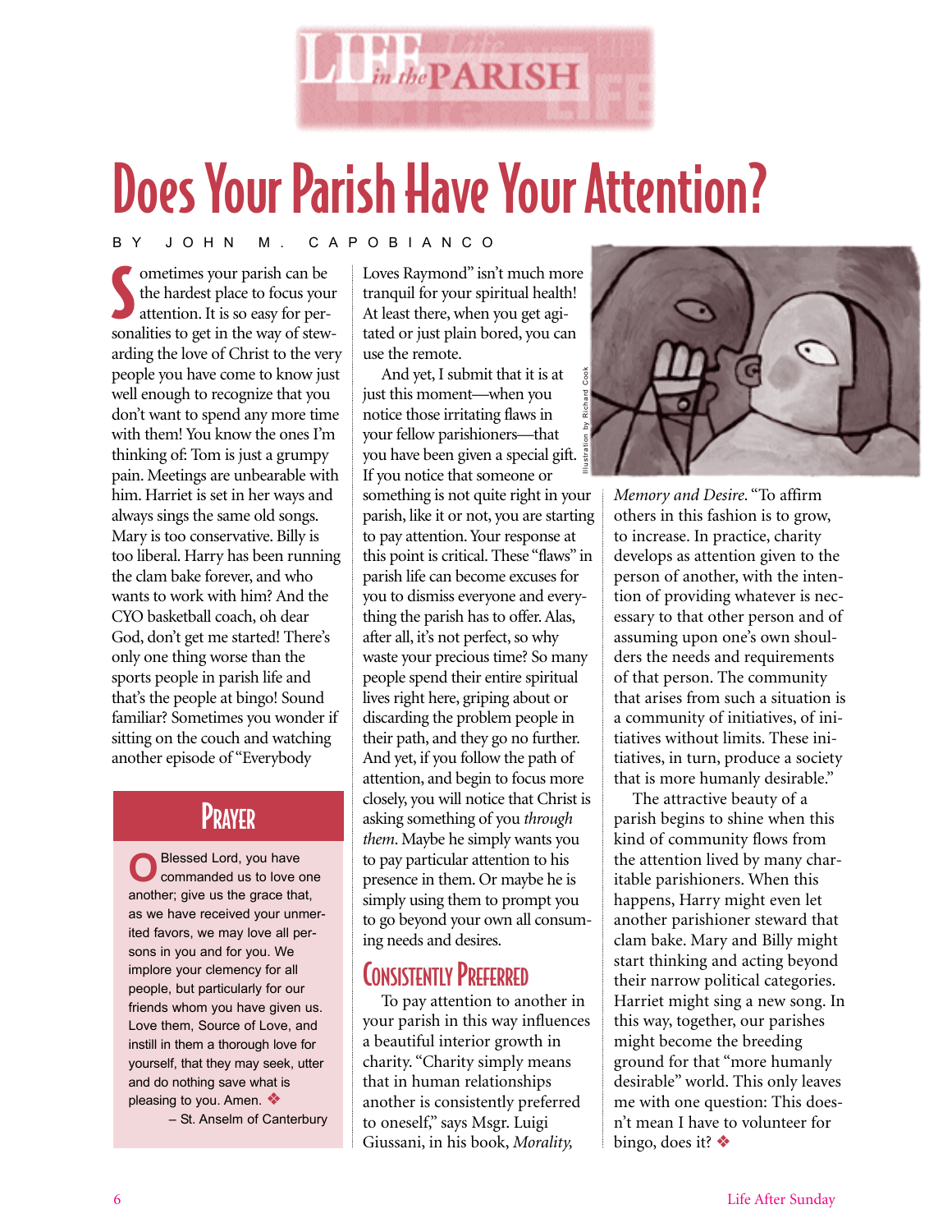# Does Your Parish Have Your Attention?

BY JOHN M. CAPOBIANCO

Sometimes your parish can be the hardest place to focus your attention. It is so easy for personalities to get in the way of stewarding the love of Christ to the very people you have come to know just well enough to recognize that you don't want to spend any more time with them! You know the ones I'm thinking of: Tom is just a grumpy pain. Meetings are unbearable with him. Harriet is set in her ways and always sings the same old songs. Mary is too conservative. Billy is too liberal. Harry has been running the clam bake forever, and who wants to work with him? And the CYO basketball coach, oh dear God, don't get me started! There's only one thing worse than the sports people in parish life and that's the people at bingo! Sound familiar? Sometimes you wonder if sitting on the couch and watching another episode of "Everybody Loves Raymond" isn't much more tranquil for your spiritual health! At least there, when you get agitated or just plain bored, you can use the remote.

And yet, I submit that it is at just this moment—when you notice those irritating flaws in your fellow parishioners—that you have been given a special gift. If you notice that someone or something is not quite right in your parish, like it or not, you are starting to pay attention. Your response at this point is critical. These "flaws" in parish life can become excuses for you to dismiss everyone and everything the parish has to offer. Alas, after all, it's not perfect, so why waste your precious time? So many people spend their entire spiritual lives right here, griping about or discarding the problem people in their path, and they go no further. And yet, if you follow the path of attention, and begin to focus more closely, you will notice that Christ is asking something of you *through them*. Maybe he simply wants you to pay particular attention to his presence in them. Or maybe he is simply using them to prompt you to go beyond your own all consuming needs and desires.

## Consistently Preferred

To pay attention to another in your parish in this way influences a beautiful interior growth in charity. "Charity simply means that in human relationships another is consistently preferred to oneself," says Msgr. Luigi Giussani, in his book, *Morality, Memory and Desire*. "To affirm others in this fashion is to grow, to increase. In practice, charity develops as attention given to the person of another, with the intention of providing whatever is necessary to that other person and of assuming upon one's own shoulders the needs and requirements of that person. The community that arises from such a situation is a community of initiatives, of initiatives without limits. These initiatives, in turn, produce a society that is more humanly desirable."

The attractive beauty of a parish begins to shine when this kind of community flows from the attention lived by many charitable parishioners. When this happens, Harry might even let another parishioner steward that clam bake. Mary and Billy might start thinking and acting beyond their narrow political categories. Harriet might sing a new song. In this way, together, our parishes might become the breeding ground for that "more humanly desirable" world. This only leaves me with one question: This doesn't mean I have to volunteer for bingo, does it? ❖

Illustration by Richard Cook

## Prayer

O Blessed Lord, you have commanded us to love one another; give us the grace that, as we have received your unmerited favors, we may love all persons in you and for you. We implore your clemency for all people, but particularly for our friends whom you have given us. Love them, Source of Love, and instill in them a thorough love for yourself, that they may seek, utter and do nothing save what is pleasing to you. Amen. ❖

– St. Anselm of Canterbury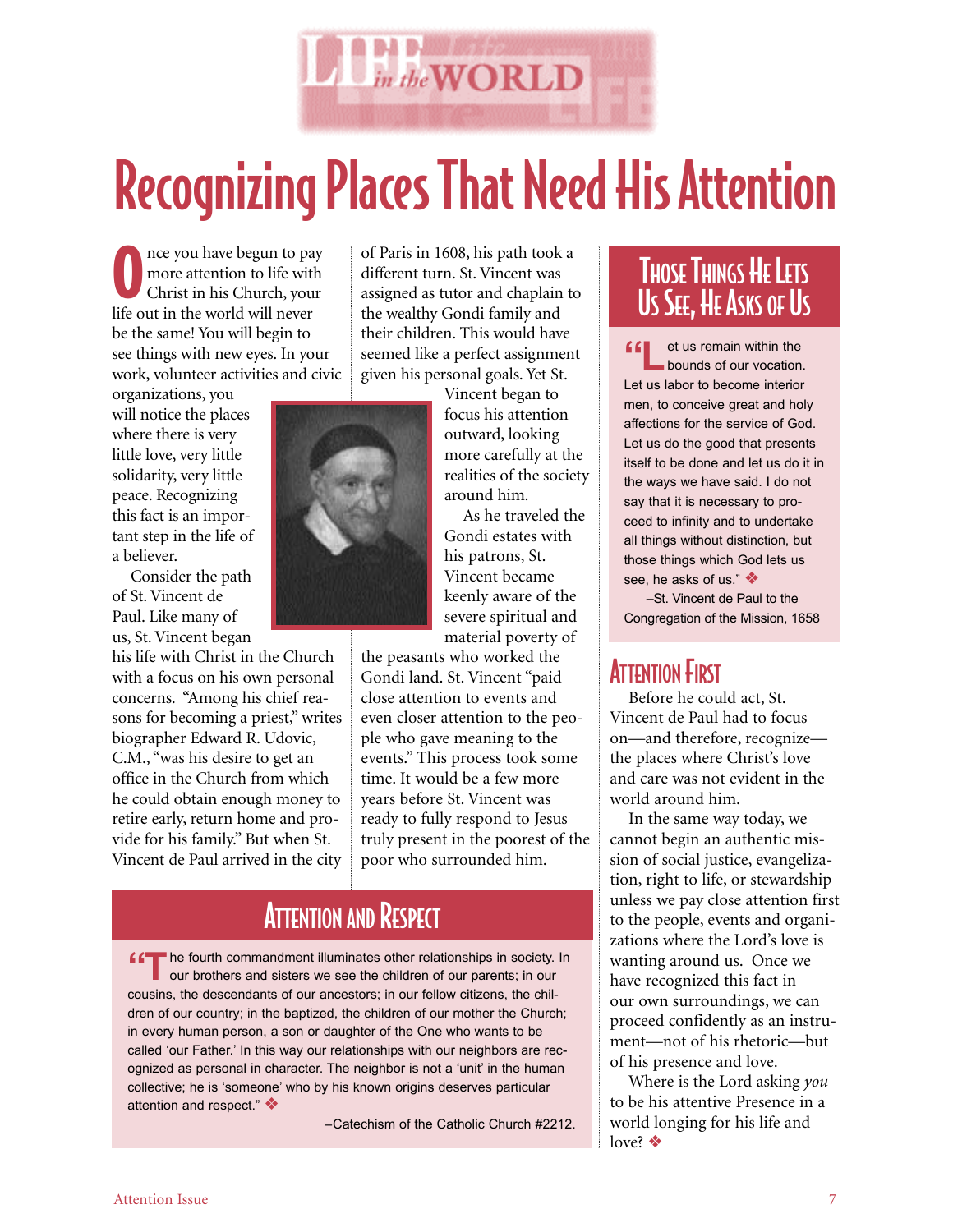# Recognizing Places That Need His Attention

Once you have begun to pay more attention to life with Christ in his Church, your life out in the world will never be the same! You will begin to see things with new eyes. In your work, volunteer activities and civic organizations, you will notice the places where there is very little love, very little solidarity, very little peace. Recognizing this fact is an important step in the life of a believer.

Consider the path of St. Vincent de Paul. Like many of us, St. Vincent began his life with Christ in the Church with a focus on his own personal concerns. "Among his chief reasons for becoming a priest," writes biographer Edward R. Udovic, C.M., "was his desire to get an office in the Church from which he could obtain enough money to retire early, return home and provide for his family." But when St. Vincent de Paul arrived in the city of Paris in 1608, his path took a different turn. St. Vincent was assigned as tutor and chaplain to the wealthy Gondi family and their children. This would have seemed like a perfect assignment given his personal goals. Yet St. Vincent began to focus his attention outward, looking more carefully at the realities of the society around him.

As he traveled the Gondi estates with his patrons, St. Vincent became keenly aware of the severe spiritual and material poverty of the peasants who worked the Gondi land. St. Vincent "paid close attention to events and even closer attention to the people who gave meaning to the events." This process took some time. It would be a few more years before St. Vincent was ready to fully respond to Jesus truly present in the poorest of the poor who surrounded him.

## Attention and Respect

"The fourth commandment illuminates other relationships in society. In our brothers and sisters we see the children of our parents; in our cousins, the descendants of our ancestors; in our fellow citizens, the children of our country; in the baptized, the children of our mother the Church; in every human person, a son or daughter of the One who wants to be called 'our Father.' In this way our relationships with our neighbors are recognized as personal in character. The neighbor is not a 'unit' in the human collective; he is 'someone' who by his known origins deserves particular attention and respect." ❖

–Catechism of the Catholic Church #2212.

## Those Things He Lets Us See, He Asks of Us

"Let us remain within the bounds of our vocation. Let us labor to become interior men, to conceive great and holy affections for the service of God. Let us do the good that presents itself to be done and let us do it in the ways we have said. I do not say that it is necessary to proceed to infinity and to undertake all things without distinction, but those things which God lets us see, he asks of us." ❖

–St. Vincent de Paul to the Congregation of the Mission, 1658

## Attention First

Before he could act, St. Vincent de Paul had to focus on—and therefore, recognize—the places where Christ's love and care was not evident in the world around him.

In the same way today, we cannot begin an authentic mission of social justice, evangelization, right to life, or stewardship unless we pay close attention first to the people, events and organizations where the Lord's love is wanting around us. Once we have recognized this fact in our own surroundings, we can proceed confidently as an instrument—not of his rhetoric—but of his presence and love.

Where is the Lord asking *you* to be his attentive Presence in a world longing for his life and love? ❖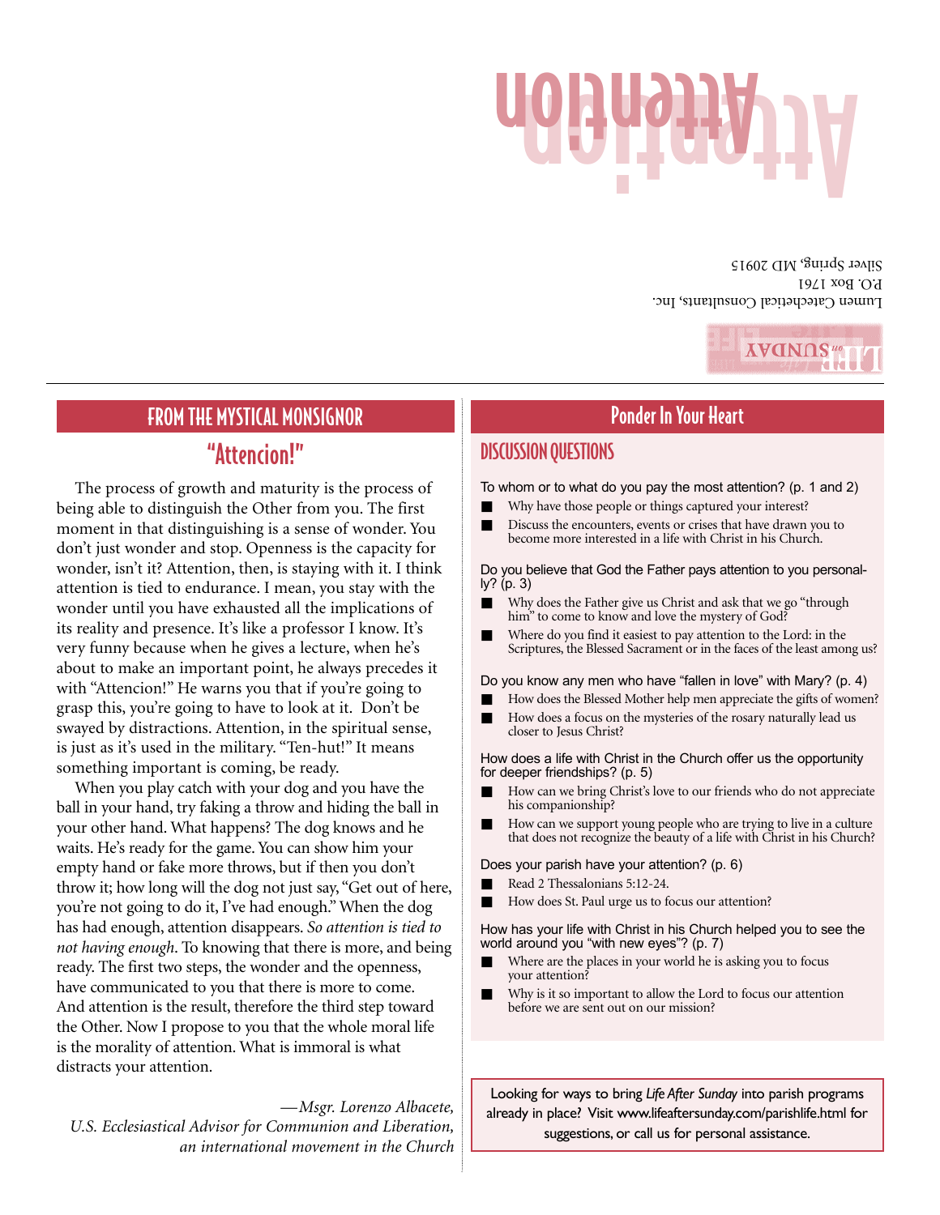Lumen Catechetical Consultants, Inc.
P.O. Box 1761
Silver Spring, MD 20915

## FROM THE MYSTICAL MONSIGNOR

### "Attencion!"

The process of growth and maturity is the process of being able to distinguish the Other from you. The first moment in that distinguishing is a sense of wonder. You don't just wonder and stop. Openness is the capacity for wonder, isn't it? Attention, then, is staying with it. I think attention is tied to endurance. I mean, you stay with the wonder until you have exhausted all the implications of its reality and presence. It's like a professor I know. It's very funny because when he gives a lecture, when he's about to make an important point, he always precedes it with "Attencion!" He warns you that if you're going to grasp this, you're going to have to look at it. Don't be swayed by distractions. Attention, in the spiritual sense, is just as it's used in the military. "Ten-hut!" It means something important is coming, be ready.

When you play catch with your dog and you have the ball in your hand, try faking a throw and hiding the ball in your other hand. What happens? The dog knows and he waits. He's ready for the game. You can show him your empty hand or fake more throws, but if then you don't throw it; how long will the dog not just say, "Get out of here, you're not going to do it, I've had enough." When the dog has had enough, attention disappears. *So attention is tied to not having enough*. To knowing that there is more, and being ready. The first two steps, the wonder and the openness, have communicated to you that there is more to come. And attention is the result, therefore the third step toward the Other. Now I propose to you that the whole moral life is the morality of attention. What is immoral is what distracts your attention.

*—Msgr. Lorenzo Albacete,*
*U.S. Ecclesiastical Advisor for Communion and Liberation,*
*an international movement in the Church*

## Ponder In Your Heart

### DISCUSSION QUESTIONS

To whom or to what do you pay the most attention? (p. 1 and 2)

- Why have those people or things captured your interest?
- Discuss the encounters, events or crises that have drawn you to become more interested in a life with Christ in his Church.

Do you believe that God the Father pays attention to you personally? (p. 3)

- Why does the Father give us Christ and ask that we go "through him" to come to know and love the mystery of God?
- Where do you find it easiest to pay attention to the Lord: in the Scriptures, the Blessed Sacrament or in the faces of the least among us?

Do you know any men who have "fallen in love" with Mary? (p. 4)

- How does the Blessed Mother help men appreciate the gifts of women?
- How does a focus on the mysteries of the rosary naturally lead us closer to Jesus Christ?

How does a life with Christ in the Church offer us the opportunity for deeper friendships? (p. 5)

- How can we bring Christ's love to our friends who do not appreciate his companionship?
- How can we support young people who are trying to live in a culture that does not recognize the beauty of a life with Christ in his Church?

Does your parish have your attention? (p. 6)

- Read 2 Thessalonians 5:12-24.
- How does St. Paul urge us to focus our attention?

How has your life with Christ in his Church helped you to see the world around you "with new eyes"? (p. 7)

- Where are the places in your world he is asking you to focus your attention?
- Why is it so important to allow the Lord to focus our attention before we are sent out on our mission?

Looking for ways to bring *Life After Sunday* into parish programs already in place? Visit www.lifeaftersunday.com/parishlife.html for suggestions, or call us for personal assistance.